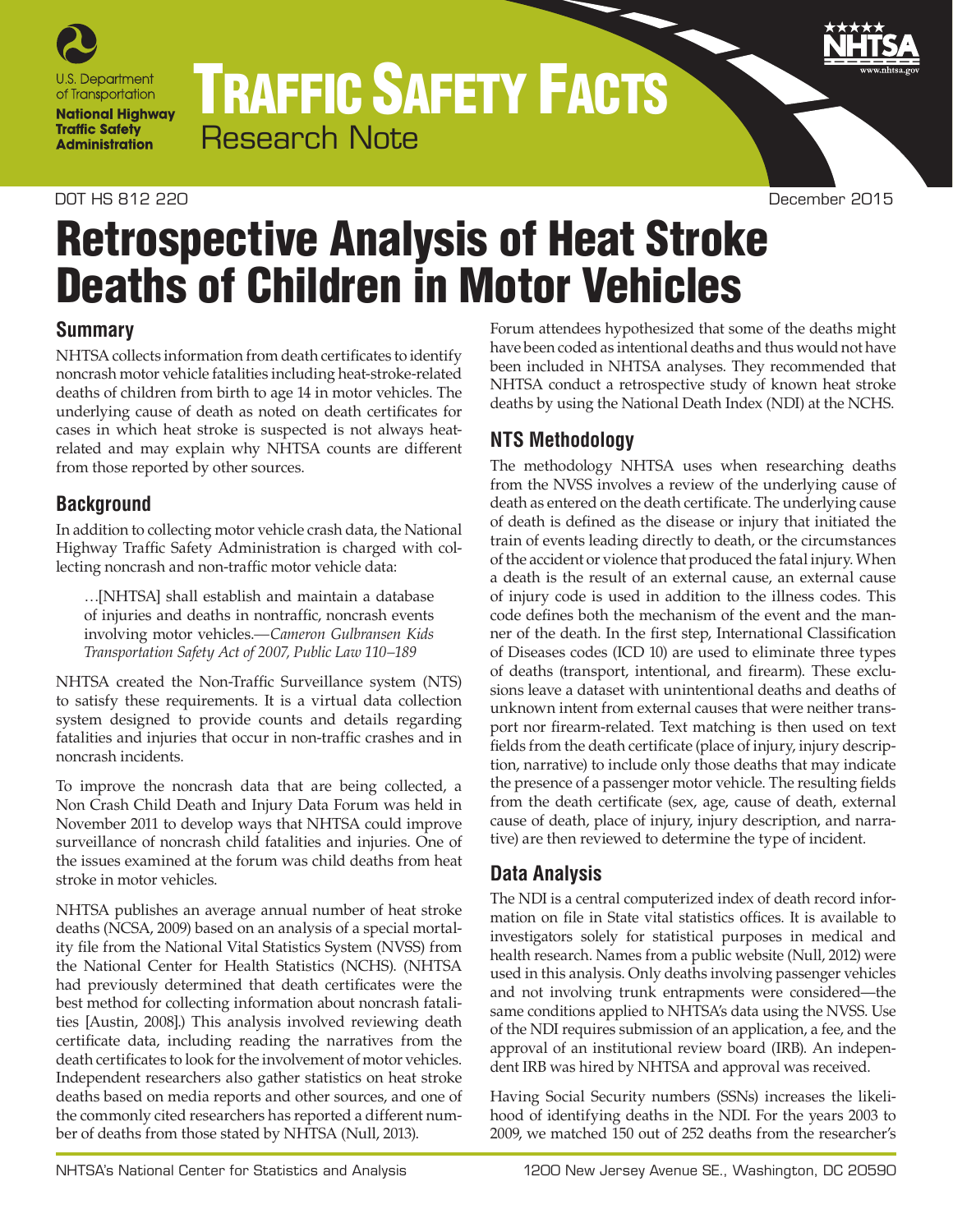U.S. Department of Transportation

**National Highway Traffic Safety Administration**

# TRAFFIC SAFETY FACTS

Research Note

DOT HS 812 220 December 2015

# Retrospective Analysis of Heat Stroke Deaths of Children in Motor Vehicles

## Summary

NHTSA collects information from death certificates to identify noncrash motor vehicle fatalities including heat-stroke-related deaths of children from birth to age 14 in motor vehicles. The underlying cause of death as noted on death certificates for cases in which heat stroke is suspected is not always heat-related and may explain why NHTSA counts are different from those reported by other sources.

## Background

In addition to collecting motor vehicle crash data, the National Highway Traffic Safety Administration is charged with collecting noncrash and non-traffic motor vehicle data:

> …[NHTSA] shall establish and maintain a database of injuries and deaths in nontraffic, noncrash events involving motor vehicles.—*Cameron Gulbransen Kids Transportation Safety Act of 2007, Public Law 110–189*

NHTSA created the Non-Traffic Surveillance system (NTS) to satisfy these requirements. It is a virtual data collection system designed to provide counts and details regarding fatalities and injuries that occur in non-traffic crashes and in noncrash incidents.

To improve the noncrash data that are being collected, a Non Crash Child Death and Injury Data Forum was held in November 2011 to develop ways that NHTSA could improve surveillance of noncrash child fatalities and injuries. One of the issues examined at the forum was child deaths from heat stroke in motor vehicles.

NHTSA publishes an average annual number of heat stroke deaths (NCSA, 2009) based on an analysis of a special mortality file from the National Vital Statistics System (NVSS) from the National Center for Health Statistics (NCHS). (NHTSA had previously determined that death certificates were the best method for collecting information about noncrash fatalities [Austin, 2008].) This analysis involved reviewing death certificate data, including reading the narratives from the death certificates to look for the involvement of motor vehicles. Independent researchers also gather statistics on heat stroke deaths based on media reports and other sources, and one of the commonly cited researchers has reported a different number of deaths from those stated by NHTSA (Null, 2013).

Forum attendees hypothesized that some of the deaths might have been coded as intentional deaths and thus would not have been included in NHTSA analyses. They recommended that NHTSA conduct a retrospective study of known heat stroke deaths by using the National Death Index (NDI) at the NCHS.

## NTS Methodology

The methodology NHTSA uses when researching deaths from the NVSS involves a review of the underlying cause of death as entered on the death certificate. The underlying cause of death is defined as the disease or injury that initiated the train of events leading directly to death, or the circumstances of the accident or violence that produced the fatal injury. When a death is the result of an external cause, an external cause of injury code is used in addition to the illness codes. This code defines both the mechanism of the event and the manner of the death. In the first step, International Classification of Diseases codes (ICD 10) are used to eliminate three types of deaths (transport, intentional, and firearm). These exclusions leave a dataset with unintentional deaths and deaths of unknown intent from external causes that were neither transport nor firearm-related. Text matching is then used on text fields from the death certificate (place of injury, injury description, narrative) to include only those deaths that may indicate the presence of a passenger motor vehicle. The resulting fields from the death certificate (sex, age, cause of death, external cause of death, place of injury, injury description, and narrative) are then reviewed to determine the type of incident.

## Data Analysis

The NDI is a central computerized index of death record information on file in State vital statistics offices. It is available to investigators solely for statistical purposes in medical and health research. Names from a public website (Null, 2012) were used in this analysis. Only deaths involving passenger vehicles and not involving trunk entrapments were considered—the same conditions applied to NHTSA's data using the NVSS. Use of the NDI requires submission of an application, a fee, and the approval of an institutional review board (IRB). An independent IRB was hired by NHTSA and approval was received.

Having Social Security numbers (SSNs) increases the likelihood of identifying deaths in the NDI. For the years 2003 to 2009, we matched 150 out of 252 deaths from the researcher's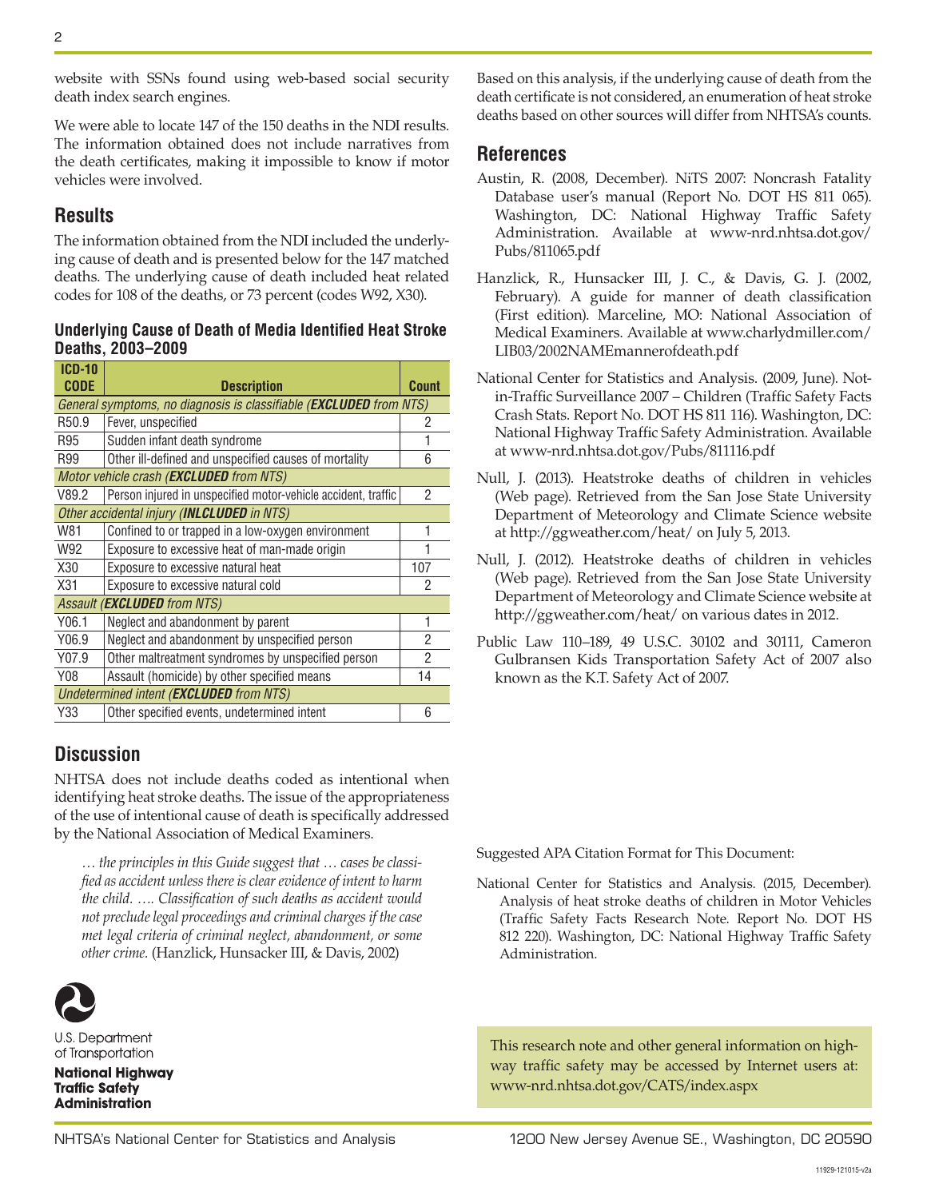website with SSNs found using web-based social security death index search engines.

We were able to locate 147 of the 150 deaths in the NDI results. The information obtained does not include narratives from the death certificates, making it impossible to know if motor vehicles were involved.

## Results

The information obtained from the NDI included the underlying cause of death and is presented below for the 147 matched deaths. The underlying cause of death included heat related codes for 108 of the deaths, or 73 percent (codes W92, X30).

### Underlying Cause of Death of Media Identified Heat Stroke Deaths, 2003–2009

| ICD-10 CODE | Description | Count |
|---|---|---|
| *General symptoms, no diagnosis is classifiable (**EXCLUDED** from NTS)* | | |
| R50.9 | Fever, unspecified | 2 |
| R95 | Sudden infant death syndrome | 1 |
| R99 | Other ill-defined and unspecified causes of mortality | 6 |
| *Motor vehicle crash (**EXCLUDED** from NTS)* | | |
| V89.2 | Person injured in unspecified motor-vehicle accident, traffic | 2 |
| *Other accidental injury (**INLCLUDED** in NTS)* | | |
| W81 | Confined to or trapped in a low-oxygen environment | 1 |
| W92 | Exposure to excessive heat of man-made origin | 1 |
| X30 | Exposure to excessive natural heat | 107 |
| X31 | Exposure to excessive natural cold | 2 |
| *Assault (**EXCLUDED** from NTS)* | | |
| Y06.1 | Neglect and abandonment by parent | 1 |
| Y06.9 | Neglect and abandonment by unspecified person | 2 |
| Y07.9 | Other maltreatment syndromes by unspecified person | 2 |
| Y08 | Assault (homicide) by other specified means | 14 |
| *Undetermined intent (**EXCLUDED** from NTS)* | | |
| Y33 | Other specified events, undetermined intent | 6 |

## Discussion

NHTSA does not include deaths coded as intentional when identifying heat stroke deaths. The issue of the appropriateness of the use of intentional cause of death is specifically addressed by the National Association of Medical Examiners.

> *… the principles in this Guide suggest that … cases be classified as accident unless there is clear evidence of intent to harm the child. …. Classification of such deaths as accident would not preclude legal proceedings and criminal charges if the case met legal criteria of criminal neglect, abandonment, or some other crime.* (Hanzlick, Hunsacker III, & Davis, 2002)

Based on this analysis, if the underlying cause of death from the death certificate is not considered, an enumeration of heat stroke deaths based on other sources will differ from NHTSA's counts.

## References

Austin, R. (2008, December). NiTS 2007: Noncrash Fatality Database user's manual (Report No. DOT HS 811 065). Washington, DC: National Highway Traffic Safety Administration. Available at www-nrd.nhtsa.dot.gov/Pubs/811065.pdf

Hanzlick, R., Hunsacker III, J. C., & Davis, G. J. (2002, February). A guide for manner of death classification (First edition). Marceline, MO: National Association of Medical Examiners. Available at www.charlydmiller.com/LIB03/2002NAMEmannerofdeath.pdf

National Center for Statistics and Analysis. (2009, June). Not-in-Traffic Surveillance 2007 – Children (Traffic Safety Facts Crash Stats. Report No. DOT HS 811 116). Washington, DC: National Highway Traffic Safety Administration. Available at www-nrd.nhtsa.dot.gov/Pubs/811116.pdf

Null, J. (2013). Heatstroke deaths of children in vehicles (Web page). Retrieved from the San Jose State University Department of Meteorology and Climate Science website at http://ggweather.com/heat/ on July 5, 2013.

Null, J. (2012). Heatstroke deaths of children in vehicles (Web page). Retrieved from the San Jose State University Department of Meteorology and Climate Science website at http://ggweather.com/heat/ on various dates in 2012.

Public Law 110–189, 49 U.S.C. 30102 and 30111, Cameron Gulbransen Kids Transportation Safety Act of 2007 also known as the K.T. Safety Act of 2007.

Suggested APA Citation Format for This Document:

National Center for Statistics and Analysis. (2015, December). Analysis of heat stroke deaths of children in Motor Vehicles (Traffic Safety Facts Research Note. Report No. DOT HS 812 220). Washington, DC: National Highway Traffic Safety Administration.

This research note and other general information on highway traffic safety may be accessed by Internet users at: www-nrd.nhtsa.dot.gov/CATS/index.aspx

U.S. Department of Transportation

**National Highway Traffic Safety Administration**

NHTSA's National Center for Statistics and Analysis 1200 New Jersey Avenue SE., Washington, DC 20590

11929-121015-v2a